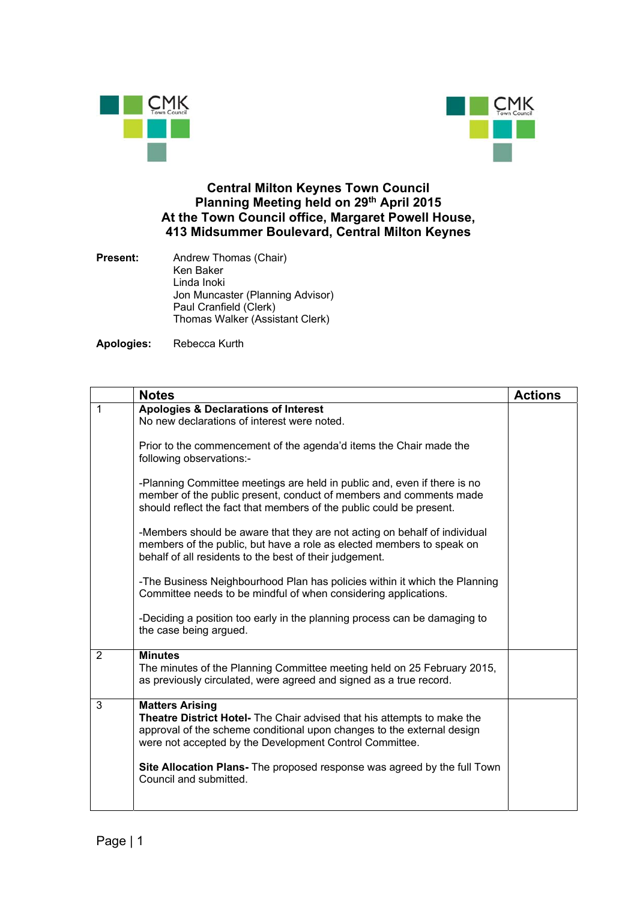# Central Milton Keynes Town Council
## Planning Meeting held on 29th April 2015
## At the Town Council office, Margaret Powell House, 413 Midsummer Boulevard, Central Milton Keynes

**Present:**
Andrew Thomas (Chair)
Ken Baker
Linda Inoki
Jon Muncaster (Planning Advisor)
Paul Cranfield (Clerk)
Thomas Walker (Assistant Clerk)

**Apologies:** Rebecca Kurth

| | **Notes** | **Actions** |
|---|---|---|
| 1 | **Apologies & Declarations of Interest**<br>No new declarations of interest were noted.<br><br>Prior to the commencement of the agenda'd items the Chair made the following observations:-<br><br>-Planning Committee meetings are held in public and, even if there is no member of the public present, conduct of members and comments made should reflect the fact that members of the public could be present.<br><br>-Members should be aware that they are not acting on behalf of individual members of the public, but have a role as elected members to speak on behalf of all residents to the best of their judgement.<br><br>-The Business Neighbourhood Plan has policies within it which the Planning Committee needs to be mindful of when considering applications.<br><br>-Deciding a position too early in the planning process can be damaging to the case being argued. | |
| 2 | **Minutes**<br>The minutes of the Planning Committee meeting held on 25 February 2015, as previously circulated, were agreed and signed as a true record. | |
| 3 | **Matters Arising**<br>**Theatre District Hotel-** The Chair advised that his attempts to make the approval of the scheme conditional upon changes to the external design were not accepted by the Development Control Committee.<br><br>**Site Allocation Plans-** The proposed response was agreed by the full Town Council and submitted. | |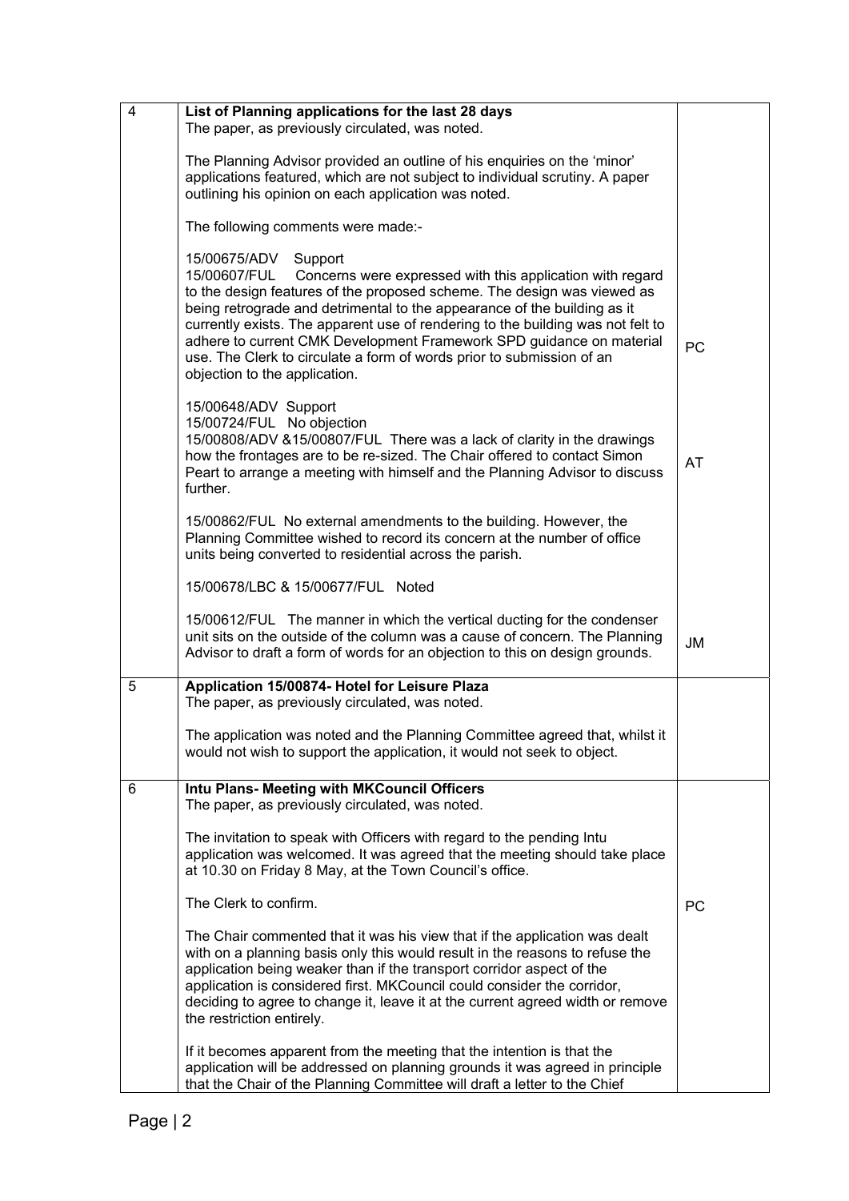| | | |
|---|---|---|
| 4 | **List of Planning applications for the last 28 days**<br>The paper, as previously circulated, was noted.<br><br>The Planning Advisor provided an outline of his enquiries on the 'minor' applications featured, which are not subject to individual scrutiny. A paper outlining his opinion on each application was noted.<br><br>The following comments were made:-<br><br>15/00675/ADV Support<br>15/00607/FUL Concerns were expressed with this application with regard to the design features of the proposed scheme. The design was viewed as being retrograde and detrimental to the appearance of the building as it currently exists. The apparent use of rendering to the building was not felt to adhere to current CMK Development Framework SPD guidance on material use. The Clerk to circulate a form of words prior to submission of an objection to the application.<br><br>15/00648/ADV Support<br>15/00724/FUL No objection<br>15/00808/ADV &15/00807/FUL There was a lack of clarity in the drawings how the frontages are to be re-sized. The Chair offered to contact Simon Peart to arrange a meeting with himself and the Planning Advisor to discuss further.<br><br>15/00862/FUL No external amendments to the building. However, the Planning Committee wished to record its concern at the number of office units being converted to residential across the parish.<br><br>15/00678/LBC & 15/00677/FUL Noted<br><br>15/00612/FUL The manner in which the vertical ducting for the condenser unit sits on the outside of the column was a cause of concern. The Planning Advisor to draft a form of words for an objection to this on design grounds. | PC<br><br>AT<br><br>JM |
| 5 | **Application 15/00874- Hotel for Leisure Plaza**<br>The paper, as previously circulated, was noted.<br><br>The application was noted and the Planning Committee agreed that, whilst it would not wish to support the application, it would not seek to object. | |
| 6 | **Intu Plans- Meeting with MKCouncil Officers**<br>The paper, as previously circulated, was noted.<br><br>The invitation to speak with Officers with regard to the pending Intu application was welcomed. It was agreed that the meeting should take place at 10.30 on Friday 8 May, at the Town Council's office.<br><br>The Clerk to confirm.<br><br>The Chair commented that it was his view that if the application was dealt with on a planning basis only this would result in the reasons to refuse the application being weaker than if the transport corridor aspect of the application is considered first. MKCouncil could consider the corridor, deciding to agree to change it, leave it at the current agreed width or remove the restriction entirely.<br><br>If it becomes apparent from the meeting that the intention is that the application will be addressed on planning grounds it was agreed in principle that the Chair of the Planning Committee will draft a letter to the Chief | PC |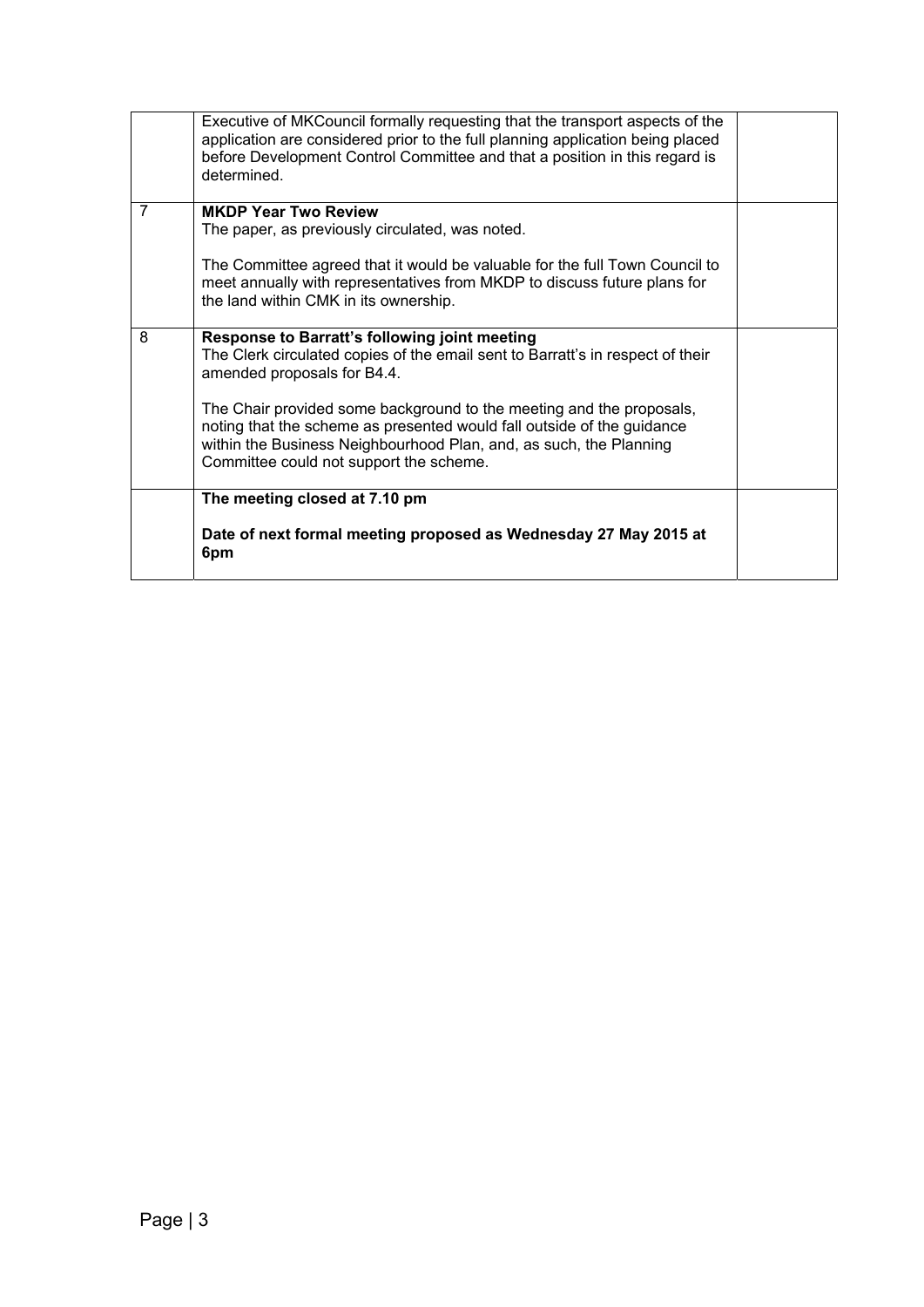| | | |
|---|---|---|
| | Executive of MKCouncil formally requesting that the transport aspects of the application are considered prior to the full planning application being placed before Development Control Committee and that a position in this regard is determined. | |
| 7 | **MKDP Year Two Review**<br>The paper, as previously circulated, was noted.<br><br>The Committee agreed that it would be valuable for the full Town Council to meet annually with representatives from MKDP to discuss future plans for the land within CMK in its ownership. | |
| 8 | **Response to Barratt's following joint meeting**<br>The Clerk circulated copies of the email sent to Barratt's in respect of their amended proposals for B4.4.<br><br>The Chair provided some background to the meeting and the proposals, noting that the scheme as presented would fall outside of the guidance within the Business Neighbourhood Plan, and, as such, the Planning Committee could not support the scheme. | |
| | **The meeting closed at 7.10 pm**<br><br>**Date of next formal meeting proposed as Wednesday 27 May 2015 at 6pm** | |